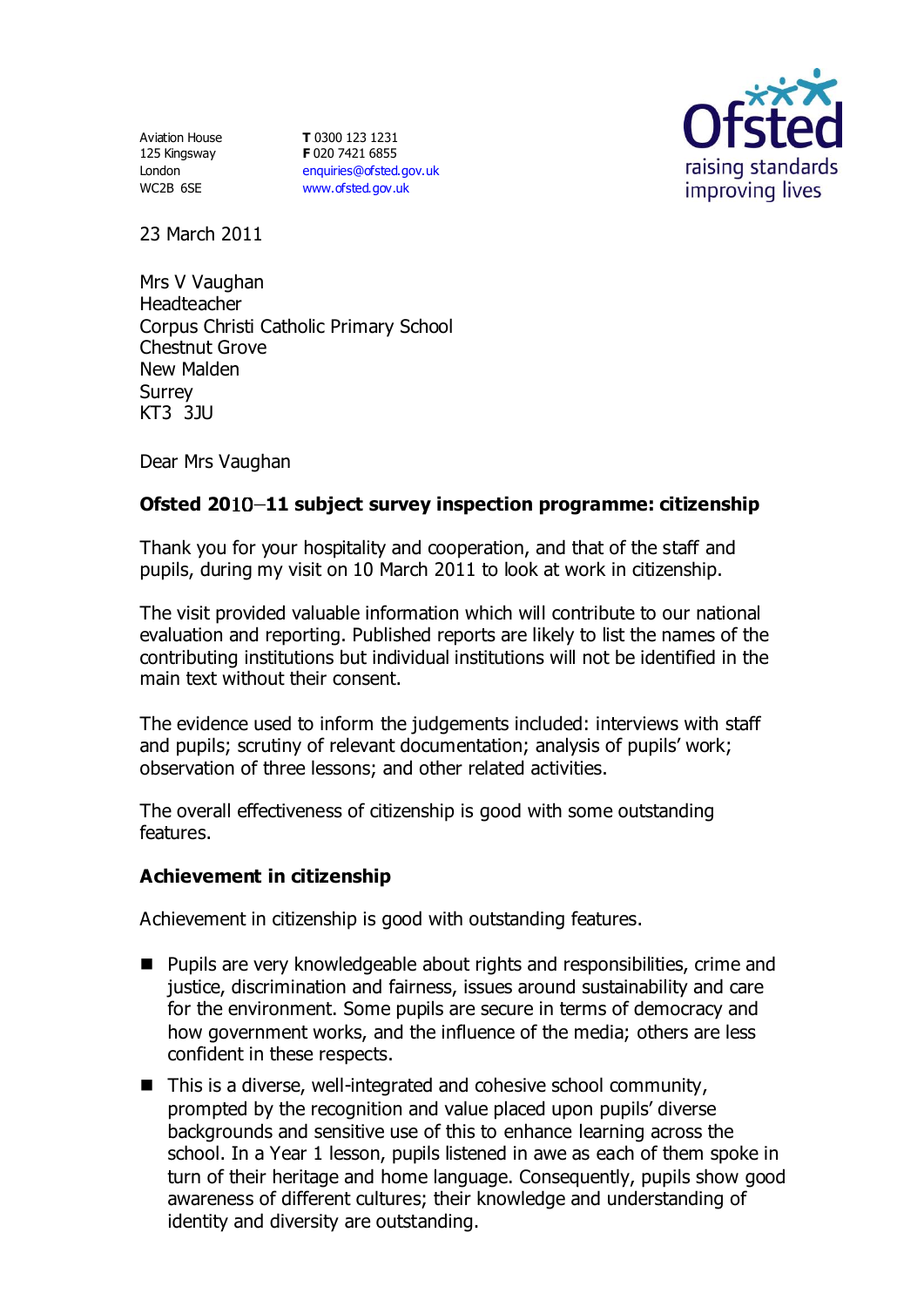Aviation House
125 Kingsway
London
WC2B 6SE

**T** 0300 123 1231
**F** 020 7421 6855
enquiries@ofsted.gov.uk
www.ofsted.gov.uk

Ofsted
raising standards
improving lives

23 March 2011

Mrs V Vaughan
Headteacher
Corpus Christi Catholic Primary School
Chestnut Grove
New Malden
Surrey
KT3 3JU

Dear Mrs Vaughan

**Ofsted 2010–11 subject survey inspection programme: citizenship**

Thank you for your hospitality and cooperation, and that of the staff and pupils, during my visit on 10 March 2011 to look at work in citizenship.

The visit provided valuable information which will contribute to our national evaluation and reporting. Published reports are likely to list the names of the contributing institutions but individual institutions will not be identified in the main text without their consent.

The evidence used to inform the judgements included: interviews with staff and pupils; scrutiny of relevant documentation; analysis of pupils' work; observation of three lessons; and other related activities.

The overall effectiveness of citizenship is good with some outstanding features.

**Achievement in citizenship**

Achievement in citizenship is good with outstanding features.

- Pupils are very knowledgeable about rights and responsibilities, crime and justice, discrimination and fairness, issues around sustainability and care for the environment. Some pupils are secure in terms of democracy and how government works, and the influence of the media; others are less confident in these respects.
- This is a diverse, well-integrated and cohesive school community, prompted by the recognition and value placed upon pupils' diverse backgrounds and sensitive use of this to enhance learning across the school. In a Year 1 lesson, pupils listened in awe as each of them spoke in turn of their heritage and home language. Consequently, pupils show good awareness of different cultures; their knowledge and understanding of identity and diversity are outstanding.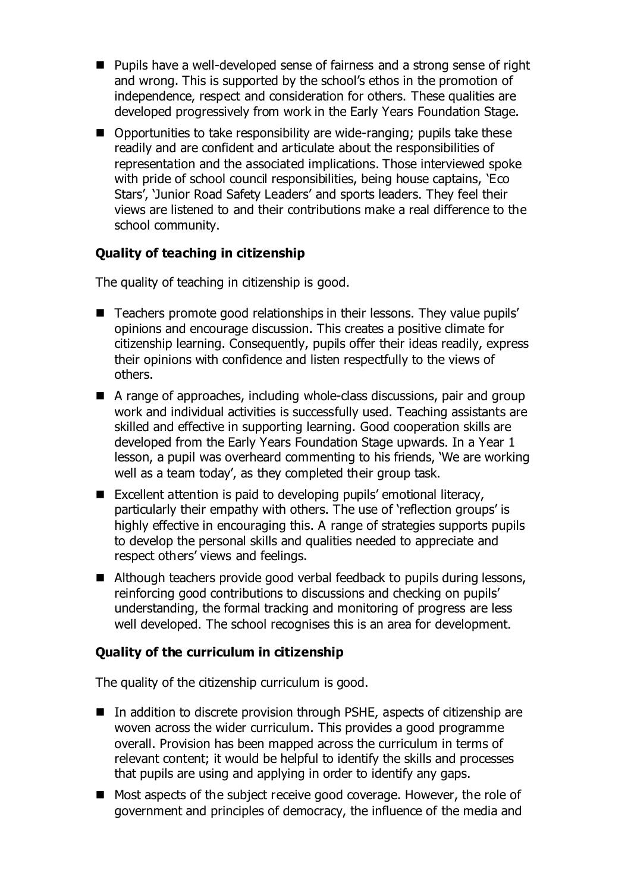- Pupils have a well-developed sense of fairness and a strong sense of right and wrong. This is supported by the school's ethos in the promotion of independence, respect and consideration for others. These qualities are developed progressively from work in the Early Years Foundation Stage.
- Opportunities to take responsibility are wide-ranging; pupils take these readily and are confident and articulate about the responsibilities of representation and the associated implications. Those interviewed spoke with pride of school council responsibilities, being house captains, 'Eco Stars', 'Junior Road Safety Leaders' and sports leaders. They feel their views are listened to and their contributions make a real difference to the school community.

### Quality of teaching in citizenship

The quality of teaching in citizenship is good.

- Teachers promote good relationships in their lessons. They value pupils' opinions and encourage discussion. This creates a positive climate for citizenship learning. Consequently, pupils offer their ideas readily, express their opinions with confidence and listen respectfully to the views of others.
- A range of approaches, including whole-class discussions, pair and group work and individual activities is successfully used. Teaching assistants are skilled and effective in supporting learning. Good cooperation skills are developed from the Early Years Foundation Stage upwards. In a Year 1 lesson, a pupil was overheard commenting to his friends, 'We are working well as a team today', as they completed their group task.
- Excellent attention is paid to developing pupils' emotional literacy, particularly their empathy with others. The use of 'reflection groups' is highly effective in encouraging this. A range of strategies supports pupils to develop the personal skills and qualities needed to appreciate and respect others' views and feelings.
- Although teachers provide good verbal feedback to pupils during lessons, reinforcing good contributions to discussions and checking on pupils' understanding, the formal tracking and monitoring of progress are less well developed. The school recognises this is an area for development.

### Quality of the curriculum in citizenship

The quality of the citizenship curriculum is good.

- In addition to discrete provision through PSHE, aspects of citizenship are woven across the wider curriculum. This provides a good programme overall. Provision has been mapped across the curriculum in terms of relevant content; it would be helpful to identify the skills and processes that pupils are using and applying in order to identify any gaps.
- Most aspects of the subject receive good coverage. However, the role of government and principles of democracy, the influence of the media and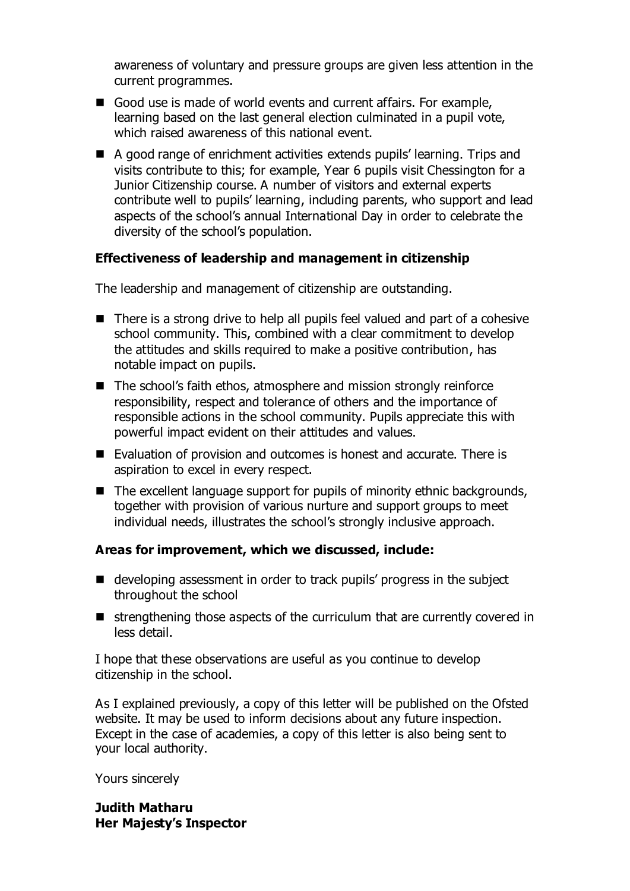awareness of voluntary and pressure groups are given less attention in the current programmes.

- Good use is made of world events and current affairs. For example, learning based on the last general election culminated in a pupil vote, which raised awareness of this national event.
- A good range of enrichment activities extends pupils' learning. Trips and visits contribute to this; for example, Year 6 pupils visit Chessington for a Junior Citizenship course. A number of visitors and external experts contribute well to pupils' learning, including parents, who support and lead aspects of the school's annual International Day in order to celebrate the diversity of the school's population.

**Effectiveness of leadership and management in citizenship**

The leadership and management of citizenship are outstanding.

- There is a strong drive to help all pupils feel valued and part of a cohesive school community. This, combined with a clear commitment to develop the attitudes and skills required to make a positive contribution, has notable impact on pupils.
- The school's faith ethos, atmosphere and mission strongly reinforce responsibility, respect and tolerance of others and the importance of responsible actions in the school community. Pupils appreciate this with powerful impact evident on their attitudes and values.
- Evaluation of provision and outcomes is honest and accurate. There is aspiration to excel in every respect.
- The excellent language support for pupils of minority ethnic backgrounds, together with provision of various nurture and support groups to meet individual needs, illustrates the school's strongly inclusive approach.

**Areas for improvement, which we discussed, include:**

- developing assessment in order to track pupils' progress in the subject throughout the school
- strengthening those aspects of the curriculum that are currently covered in less detail.

I hope that these observations are useful as you continue to develop citizenship in the school.

As I explained previously, a copy of this letter will be published on the Ofsted website. It may be used to inform decisions about any future inspection. Except in the case of academies, a copy of this letter is also being sent to your local authority.

Yours sincerely

**Judith Matharu**
**Her Majesty's Inspector**